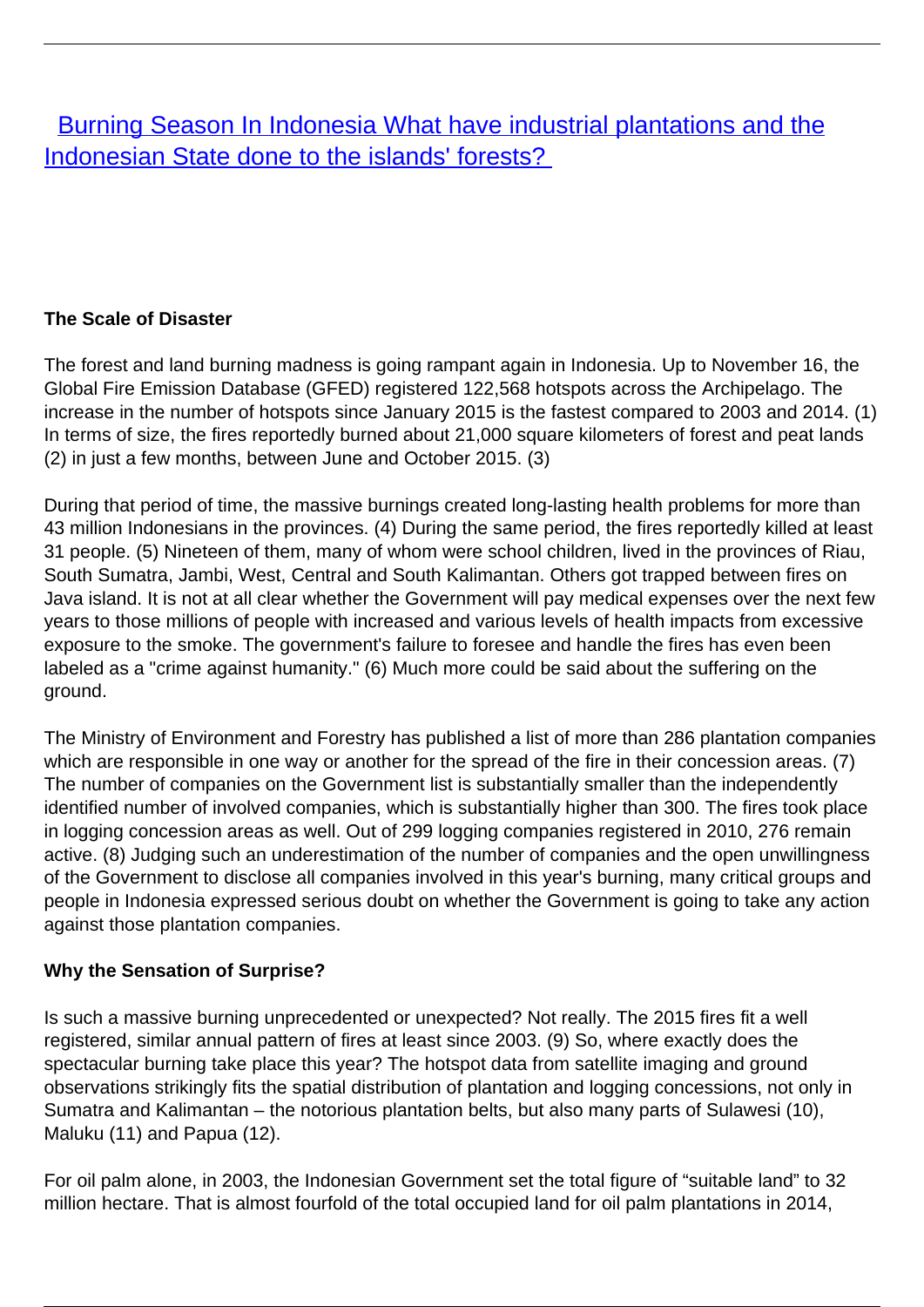# [Burning Season In Indonesia What have industrial plantations and the Indonesian State done to the islands' forests?]()

**The Scale of Disaster**

The forest and land burning madness is going rampant again in Indonesia. Up to November 16, the Global Fire Emission Database (GFED) registered 122,568 hotspots across the Archipelago. The increase in the number of hotspots since January 2015 is the fastest compared to 2003 and 2014. (1) In terms of size, the fires reportedly burned about 21,000 square kilometers of forest and peat lands (2) in just a few months, between June and October 2015. (3)

During that period of time, the massive burnings created long-lasting health problems for more than 43 million Indonesians in the provinces. (4) During the same period, the fires reportedly killed at least 31 people. (5) Nineteen of them, many of whom were school children, lived in the provinces of Riau, South Sumatra, Jambi, West, Central and South Kalimantan. Others got trapped between fires on Java island. It is not at all clear whether the Government will pay medical expenses over the next few years to those millions of people with increased and various levels of health impacts from excessive exposure to the smoke. The government's failure to foresee and handle the fires has even been labeled as a "crime against humanity." (6) Much more could be said about the suffering on the ground.

The Ministry of Environment and Forestry has published a list of more than 286 plantation companies which are responsible in one way or another for the spread of the fire in their concession areas. (7) The number of companies on the Government list is substantially smaller than the independently identified number of involved companies, which is substantially higher than 300. The fires took place in logging concession areas as well. Out of 299 logging companies registered in 2010, 276 remain active. (8) Judging such an underestimation of the number of companies and the open unwillingness of the Government to disclose all companies involved in this year's burning, many critical groups and people in Indonesia expressed serious doubt on whether the Government is going to take any action against those plantation companies.

**Why the Sensation of Surprise?**

Is such a massive burning unprecedented or unexpected? Not really. The 2015 fires fit a well registered, similar annual pattern of fires at least since 2003. (9) So, where exactly does the spectacular burning take place this year? The hotspot data from satellite imaging and ground observations strikingly fits the spatial distribution of plantation and logging concessions, not only in Sumatra and Kalimantan – the notorious plantation belts, but also many parts of Sulawesi (10), Maluku (11) and Papua (12).

For oil palm alone, in 2003, the Indonesian Government set the total figure of "suitable land" to 32 million hectare. That is almost fourfold of the total occupied land for oil palm plantations in 2014,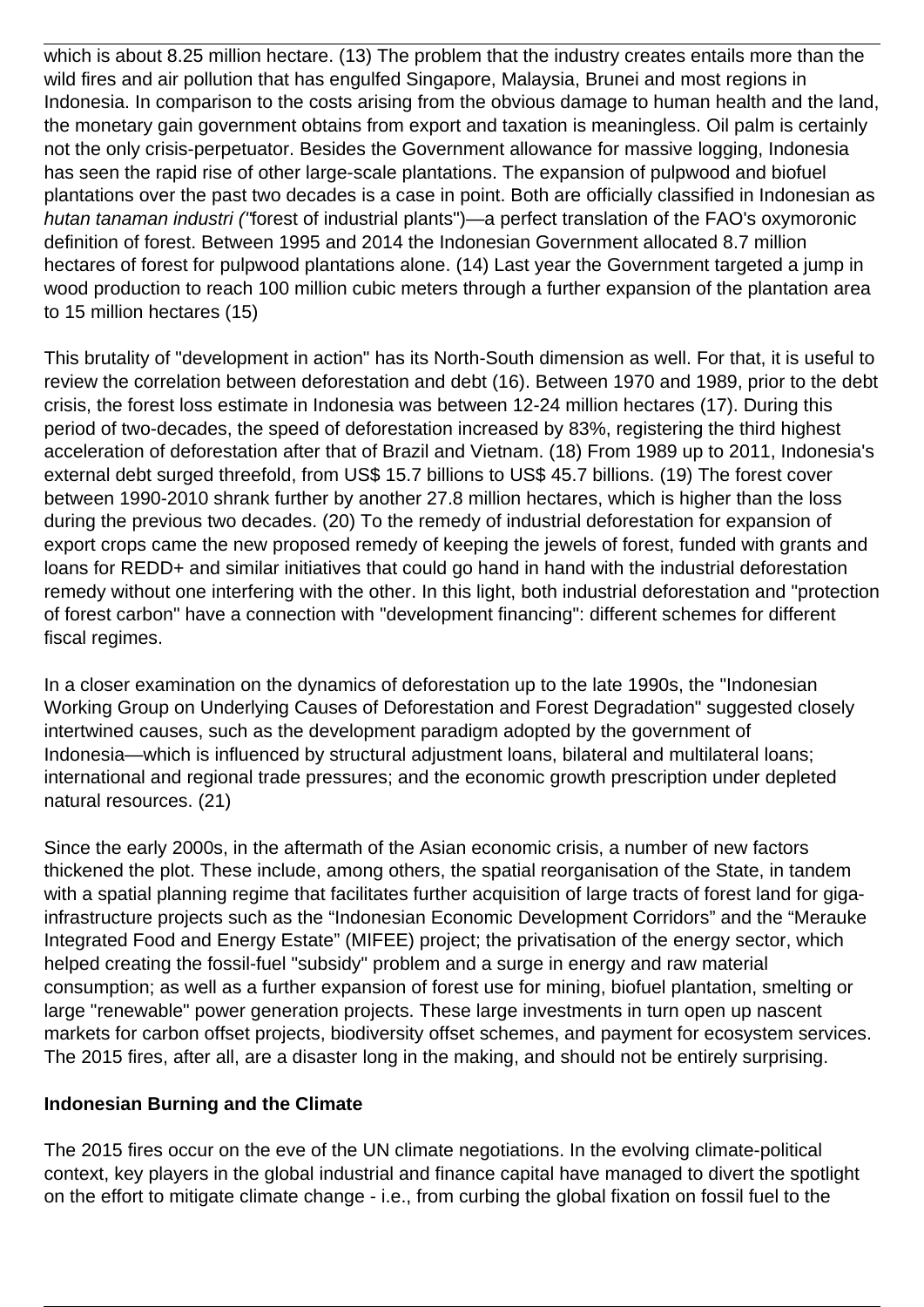which is about 8.25 million hectare. (13) The problem that the industry creates entails more than the wild fires and air pollution that has engulfed Singapore, Malaysia, Brunei and most regions in Indonesia. In comparison to the costs arising from the obvious damage to human health and the land, the monetary gain government obtains from export and taxation is meaningless. Oil palm is certainly not the only crisis-perpetuator. Besides the Government allowance for massive logging, Indonesia has seen the rapid rise of other large-scale plantations. The expansion of pulpwood and biofuel plantations over the past two decades is a case in point. Both are officially classified in Indonesian as *hutan tanaman industri ("*forest of industrial plants")—a perfect translation of the FAO's oxymoronic definition of forest. Between 1995 and 2014 the Indonesian Government allocated 8.7 million hectares of forest for pulpwood plantations alone. (14) Last year the Government targeted a jump in wood production to reach 100 million cubic meters through a further expansion of the plantation area to 15 million hectares (15)

This brutality of "development in action" has its North-South dimension as well. For that, it is useful to review the correlation between deforestation and debt (16). Between 1970 and 1989, prior to the debt crisis, the forest loss estimate in Indonesia was between 12-24 million hectares (17). During this period of two-decades, the speed of deforestation increased by 83%, registering the third highest acceleration of deforestation after that of Brazil and Vietnam. (18) From 1989 up to 2011, Indonesia's external debt surged threefold, from US$ 15.7 billions to US$ 45.7 billions. (19) The forest cover between 1990-2010 shrank further by another 27.8 million hectares, which is higher than the loss during the previous two decades. (20) To the remedy of industrial deforestation for expansion of export crops came the new proposed remedy of keeping the jewels of forest, funded with grants and loans for REDD+ and similar initiatives that could go hand in hand with the industrial deforestation remedy without one interfering with the other. In this light, both industrial deforestation and "protection of forest carbon" have a connection with "development financing": different schemes for different fiscal regimes.

In a closer examination on the dynamics of deforestation up to the late 1990s, the "Indonesian Working Group on Underlying Causes of Deforestation and Forest Degradation" suggested closely intertwined causes, such as the development paradigm adopted by the government of Indonesia—which is influenced by structural adjustment loans, bilateral and multilateral loans; international and regional trade pressures; and the economic growth prescription under depleted natural resources. (21)

Since the early 2000s, in the aftermath of the Asian economic crisis, a number of new factors thickened the plot. These include, among others, the spatial reorganisation of the State, in tandem with a spatial planning regime that facilitates further acquisition of large tracts of forest land for giga-infrastructure projects such as the "Indonesian Economic Development Corridors" and the "Merauke Integrated Food and Energy Estate" (MIFEE) project; the privatisation of the energy sector, which helped creating the fossil-fuel "subsidy" problem and a surge in energy and raw material consumption; as well as a further expansion of forest use for mining, biofuel plantation, smelting or large "renewable" power generation projects. These large investments in turn open up nascent markets for carbon offset projects, biodiversity offset schemes, and payment for ecosystem services. The 2015 fires, after all, are a disaster long in the making, and should not be entirely surprising.

**Indonesian Burning and the Climate**

The 2015 fires occur on the eve of the UN climate negotiations. In the evolving climate-political context, key players in the global industrial and finance capital have managed to divert the spotlight on the effort to mitigate climate change - i.e., from curbing the global fixation on fossil fuel to the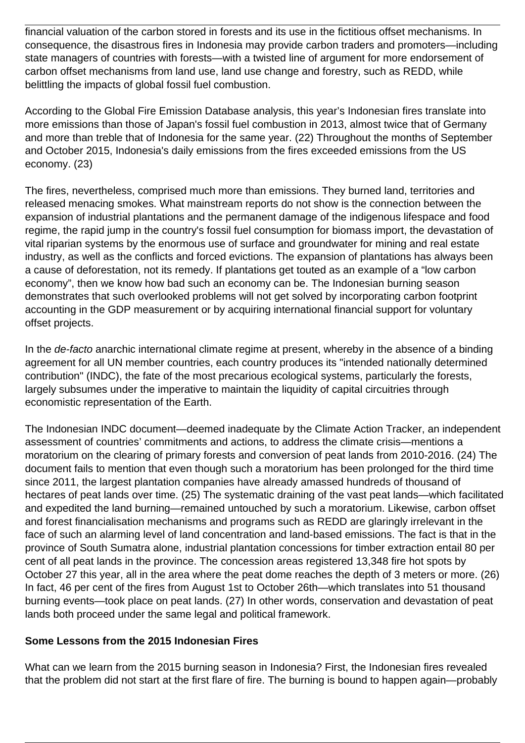financial valuation of the carbon stored in forests and its use in the fictitious offset mechanisms. In consequence, the disastrous fires in Indonesia may provide carbon traders and promoters—including state managers of countries with forests—with a twisted line of argument for more endorsement of carbon offset mechanisms from land use, land use change and forestry, such as REDD, while belittling the impacts of global fossil fuel combustion.

According to the Global Fire Emission Database analysis, this year's Indonesian fires translate into more emissions than those of Japan's fossil fuel combustion in 2013, almost twice that of Germany and more than treble that of Indonesia for the same year. (22) Throughout the months of September and October 2015, Indonesia's daily emissions from the fires exceeded emissions from the US economy. (23)

The fires, nevertheless, comprised much more than emissions. They burned land, territories and released menacing smokes. What mainstream reports do not show is the connection between the expansion of industrial plantations and the permanent damage of the indigenous lifespace and food regime, the rapid jump in the country's fossil fuel consumption for biomass import, the devastation of vital riparian systems by the enormous use of surface and groundwater for mining and real estate industry, as well as the conflicts and forced evictions. The expansion of plantations has always been a cause of deforestation, not its remedy. If plantations get touted as an example of a "low carbon economy", then we know how bad such an economy can be. The Indonesian burning season demonstrates that such overlooked problems will not get solved by incorporating carbon footprint accounting in the GDP measurement or by acquiring international financial support for voluntary offset projects.

In the *de-facto* anarchic international climate regime at present, whereby in the absence of a binding agreement for all UN member countries, each country produces its "intended nationally determined contribution" (INDC), the fate of the most precarious ecological systems, particularly the forests, largely subsumes under the imperative to maintain the liquidity of capital circuitries through economistic representation of the Earth.

The Indonesian INDC document—deemed inadequate by the Climate Action Tracker, an independent assessment of countries' commitments and actions, to address the climate crisis—mentions a moratorium on the clearing of primary forests and conversion of peat lands from 2010-2016. (24) The document fails to mention that even though such a moratorium has been prolonged for the third time since 2011, the largest plantation companies have already amassed hundreds of thousand of hectares of peat lands over time. (25) The systematic draining of the vast peat lands—which facilitated and expedited the land burning—remained untouched by such a moratorium. Likewise, carbon offset and forest financialisation mechanisms and programs such as REDD are glaringly irrelevant in the face of such an alarming level of land concentration and land-based emissions. The fact is that in the province of South Sumatra alone, industrial plantation concessions for timber extraction entail 80 per cent of all peat lands in the province. The concession areas registered 13,348 fire hot spots by October 27 this year, all in the area where the peat dome reaches the depth of 3 meters or more. (26) In fact, 46 per cent of the fires from August 1st to October 26th—which translates into 51 thousand burning events—took place on peat lands. (27) In other words, conservation and devastation of peat lands both proceed under the same legal and political framework.

**Some Lessons from the 2015 Indonesian Fires**

What can we learn from the 2015 burning season in Indonesia? First, the Indonesian fires revealed that the problem did not start at the first flare of fire. The burning is bound to happen again—probably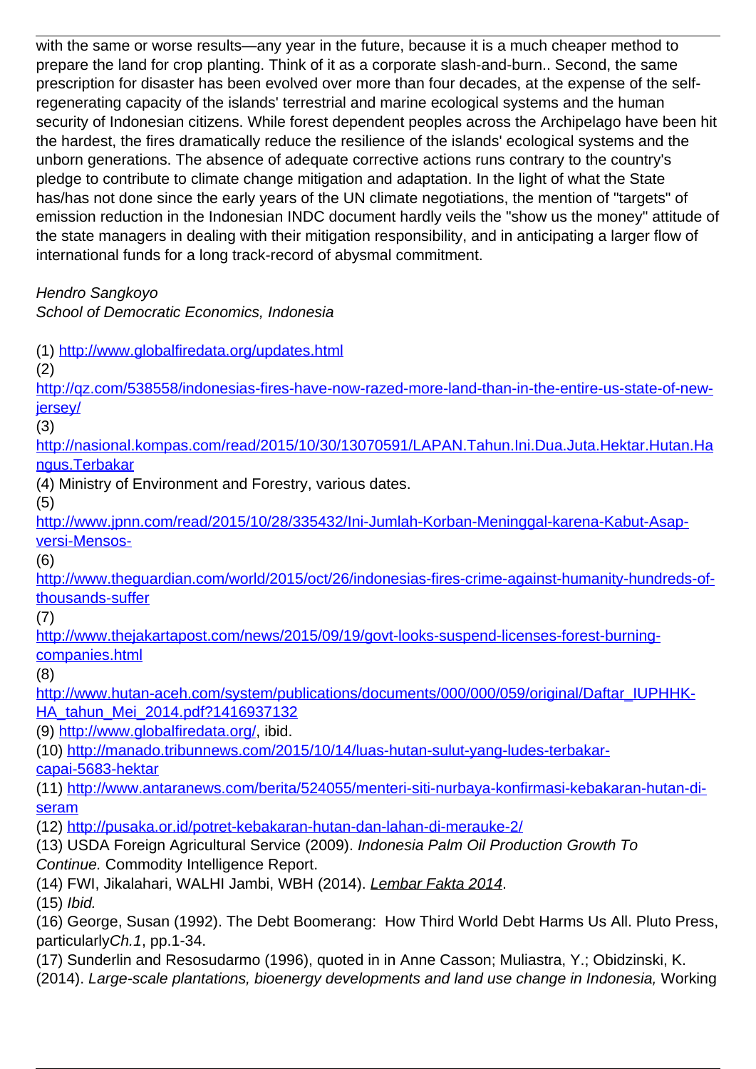with the same or worse results—any year in the future, because it is a much cheaper method to prepare the land for crop planting. Think of it as a corporate slash-and-burn.. Second, the same prescription for disaster has been evolved over more than four decades, at the expense of the self-regenerating capacity of the islands' terrestrial and marine ecological systems and the human security of Indonesian citizens. While forest dependent peoples across the Archipelago have been hit the hardest, the fires dramatically reduce the resilience of the islands' ecological systems and the unborn generations. The absence of adequate corrective actions runs contrary to the country's pledge to contribute to climate change mitigation and adaptation. In the light of what the State has/has not done since the early years of the UN climate negotiations, the mention of "targets" of emission reduction in the Indonesian INDC document hardly veils the "show us the money" attitude of the state managers in dealing with their mitigation responsibility, and in anticipating a larger flow of international funds for a long track-record of abysmal commitment.

*Hendro Sangkoyo*
*School of Democratic Economics, Indonesia*

(1) http://www.globalfiredata.org/updates.html

(2) http://qz.com/538558/indonesias-fires-have-now-razed-more-land-than-in-the-entire-us-state-of-new-jersey/

(3) http://nasional.kompas.com/read/2015/10/30/13070591/LAPAN.Tahun.Ini.Dua.Juta.Hektar.Hutan.Hangus.Terbakar

(4) Ministry of Environment and Forestry, various dates.

(5) http://www.jpnn.com/read/2015/10/28/335432/Ini-Jumlah-Korban-Meninggal-karena-Kabut-Asap-versi-Mensos-

(6) http://www.theguardian.com/world/2015/oct/26/indonesias-fires-crime-against-humanity-hundreds-of-thousands-suffer

(7) http://www.thejakartapost.com/news/2015/09/19/govt-looks-suspend-licenses-forest-burning-companies.html

(8) http://www.hutan-aceh.com/system/publications/documents/000/000/059/original/Daftar_IUPHHK-HA_tahun_Mei_2014.pdf?1416937132

(9) http://www.globalfiredata.org/, ibid.

(10) http://manado.tribunnews.com/2015/10/14/luas-hutan-sulut-yang-ludes-terbakar-capai-5683-hektar

(11) http://www.antaranews.com/berita/524055/menteri-siti-nurbaya-konfirmasi-kebakaran-hutan-di-seram

(12) http://pusaka.or.id/potret-kebakaran-hutan-dan-lahan-di-merauke-2/

(13) USDA Foreign Agricultural Service (2009). *Indonesia Palm Oil Production Growth To Continue.* Commodity Intelligence Report.

(14) FWI, Jikalahari, WALHI Jambi, WBH (2014). Lembar Fakta 2014.

(15) *Ibid.*

(16) George, Susan (1992). The Debt Boomerang: How Third World Debt Harms Us All. Pluto Press, particularly*Ch.1*, pp.1-34.

(17) Sunderlin and Resosudarmo (1996), quoted in in Anne Casson; Muliastra, Y.; Obidzinski, K. (2014). *Large-scale plantations, bioenergy developments and land use change in Indonesia,* Working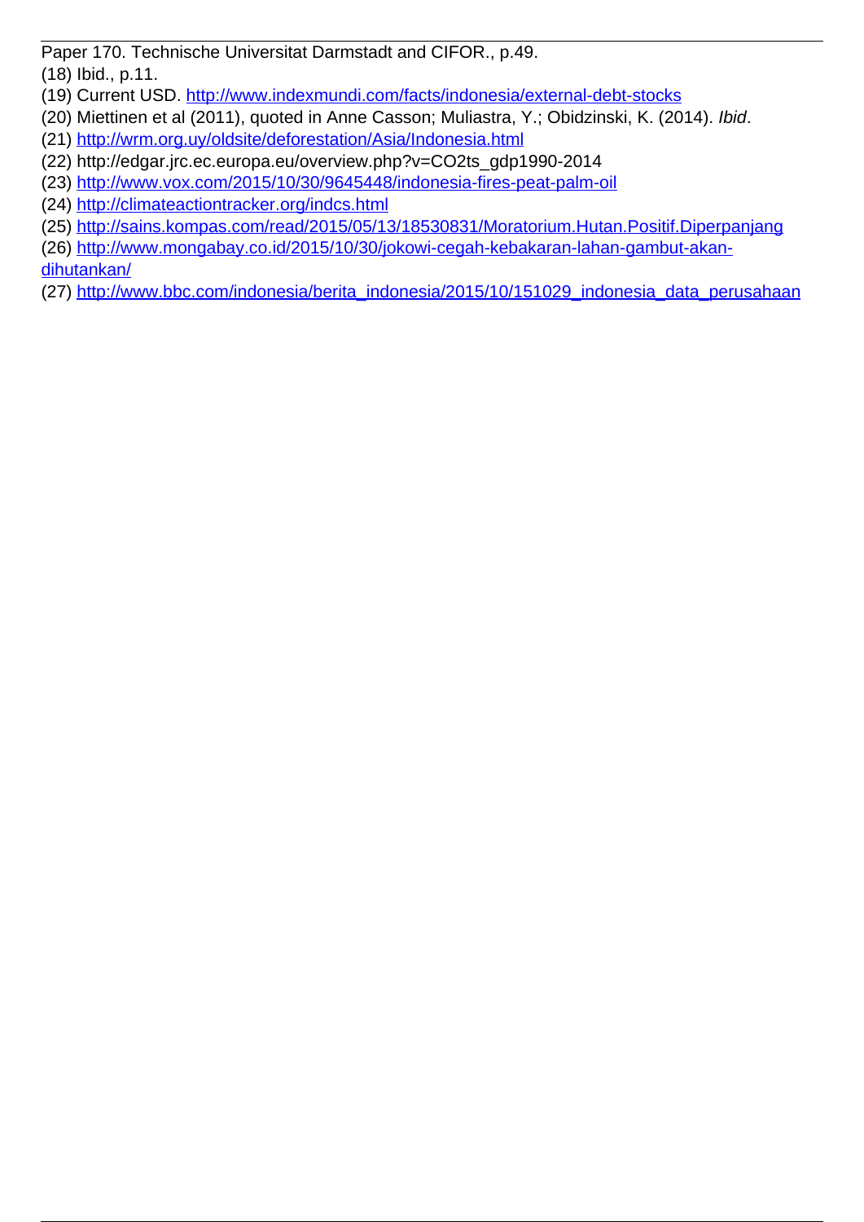Paper 170. Technische Universitat Darmstadt and CIFOR., p.49.

(18) Ibid., p.11.

(19) Current USD. http://www.indexmundi.com/facts/indonesia/external-debt-stocks

(20) Miettinen et al (2011), quoted in Anne Casson; Muliastra, Y.; Obidzinski, K. (2014). *Ibid*.

(21) http://wrm.org.uy/oldsite/deforestation/Asia/Indonesia.html

(22) http://edgar.jrc.ec.europa.eu/overview.php?v=CO2ts_gdp1990-2014

(23) http://www.vox.com/2015/10/30/9645448/indonesia-fires-peat-palm-oil

(24) http://climateactiontracker.org/indcs.html

(25) http://sains.kompas.com/read/2015/05/13/18530831/Moratorium.Hutan.Positif.Diperpanjang

(26) http://www.mongabay.co.id/2015/10/30/jokowi-cegah-kebakaran-lahan-gambut-akan-dihutankan/

(27) http://www.bbc.com/indonesia/berita_indonesia/2015/10/151029_indonesia_data_perusahaan